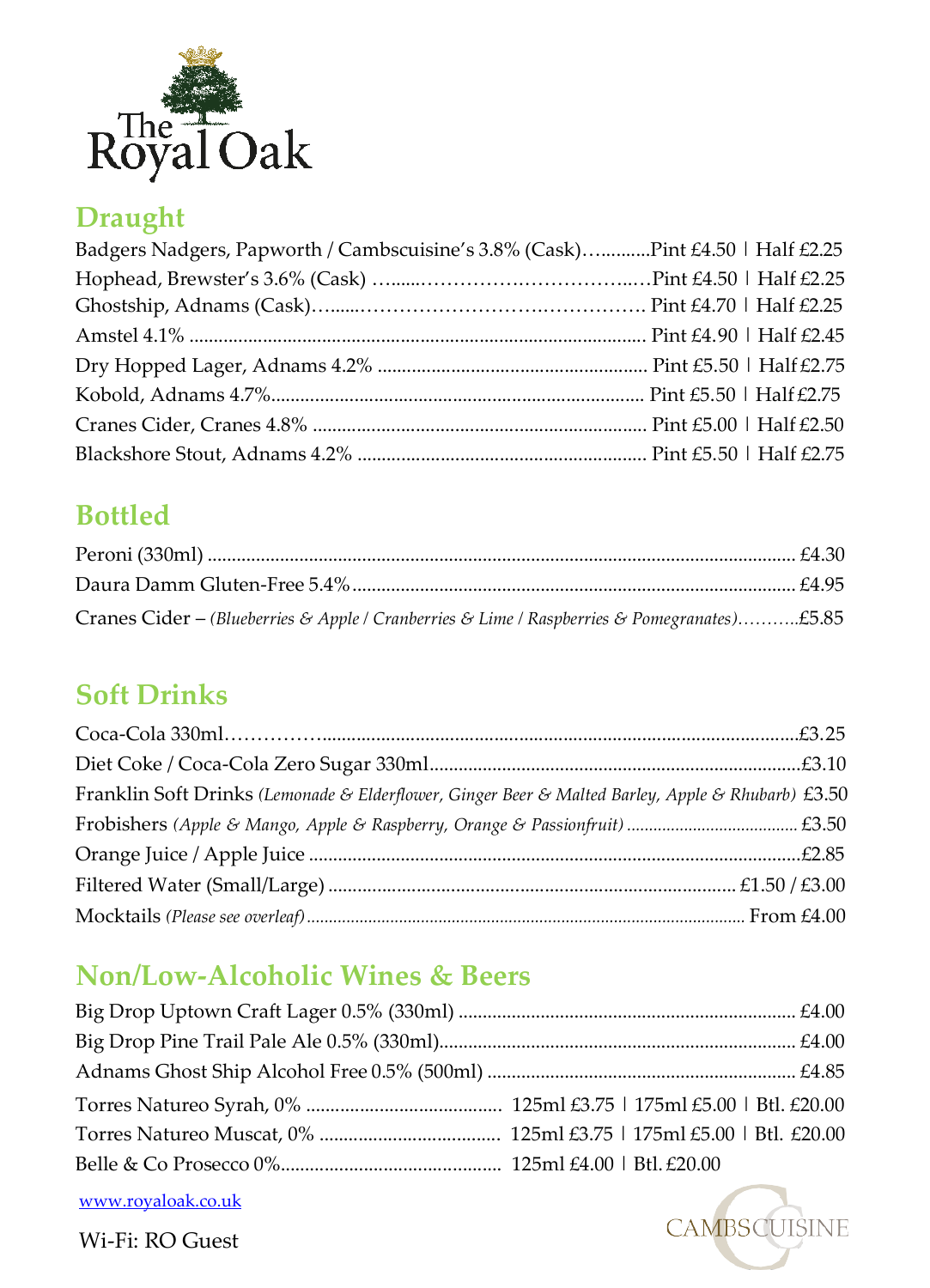# The Royal Oak

## Draught

Badgers Nadgers, Papworth / Cambscuisine's 3.8% (Cask)…..........Pint £4.50 | Half £2.25

Hophead, Brewster's 3.6% (Cask) …......…………………………...…Pint £4.50 | Half £2.25

Ghostship, Adnams (Cask)…......……………………….……………. Pint £4.70 | Half £2.25

Amstel 4.1% ............................................................................................ Pint £4.90 | Half £2.45

Dry Hopped Lager, Adnams 4.2% ...................................................... Pint £5.50 | Half £2.75

Kobold, Adnams 4.7%........................................................................... Pint £5.50 | Half £2.75

Cranes Cider, Cranes 4.8% ................................................................... Pint £5.00 | Half £2.50

Blackshore Stout, Adnams 4.2% .......................................................... Pint £5.50 | Half £2.75

## Bottled

Peroni (330ml) ........................................................................................................ £4.30

Daura Damm Gluten-Free 5.4%........................................................................... £4.95

Cranes Cider – *(Blueberries & Apple / Cranberries & Lime / Raspberries & Pomegranates)*………..£5.85

## Soft Drinks

Coca-Cola 330ml……………........................................................................................£3.25

Diet Coke / Coca-Cola Zero Sugar 330ml............................................................................£3.10

Franklin Soft Drinks *(Lemonade & Elderflower, Ginger Beer & Malted Barley, Apple & Rhubarb)* £3.50

Frobishers *(Apple & Mango, Apple & Raspberry, Orange & Passionfruit)* ....................................... £3.50

Orange Juice / Apple Juice ......................................................................................£2.85

Filtered Water (Small/Large) ................................................................................... £1.50 / £3.00

Mocktails *(Please see overleaf)* ............................................................................................. From £4.00

## Non/Low-Alcoholic Wines & Beers

Big Drop Uptown Craft Lager 0.5% (330ml) ..................................................................... £4.00

Big Drop Pine Trail Pale Ale 0.5% (330ml)......................................................................... £4.00

Adnams Ghost Ship Alcohol Free 0.5% (500ml) ................................................................ £4.85

Torres Natureo Syrah, 0% ........................................ 125ml £3.75 | 175ml £5.00 | Btl. £20.00

Torres Natureo Muscat, 0% ..................................... 125ml £3.75 | 175ml £5.00 | Btl. £20.00

Belle & Co Prosecco 0%............................................. 125ml £4.00 | Btl. £20.00

www.royaloak.co.uk

Wi-Fi: RO Guest

CAMBSCUISINE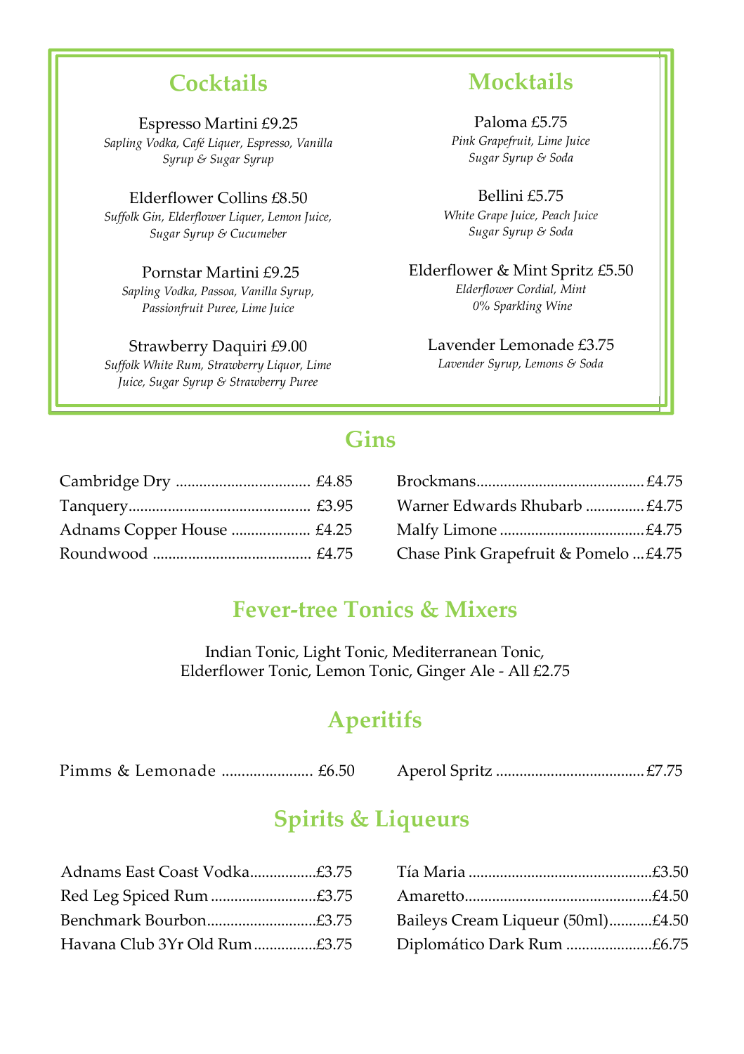## Cocktails

Espresso Martini £9.25
*Sapling Vodka, Café Liquer, Espresso, Vanilla Syrup & Sugar Syrup*

Elderflower Collins £8.50
*Suffolk Gin, Elderflower Liquer, Lemon Juice, Sugar Syrup & Cucumeber*

Pornstar Martini £9.25
*Sapling Vodka, Passoa, Vanilla Syrup, Passionfruit Puree, Lime Juice*

Strawberry Daquiri £9.00
*Suffolk White Rum, Strawberry Liquor, Lime Juice, Sugar Syrup & Strawberry Puree*

## Mocktails

Paloma £5.75
*Pink Grapefruit, Lime Juice Sugar Syrup & Soda*

Bellini £5.75
*White Grape Juice, Peach Juice Sugar Syrup & Soda*

Elderflower & Mint Spritz £5.50
*Elderflower Cordial, Mint 0% Sparkling Wine*

Lavender Lemonade £3.75
*Lavender Syrup, Lemons & Soda*

## Gins

| | |
|---|---|
| Cambridge Dry | £4.85 |
| Tanquery | £3.95 |
| Adnams Copper House | £4.25 |
| Roundwood | £4.75 |
| Brockmans | £4.75 |
| Warner Edwards Rhubarb | £4.75 |
| Malfy Limone | £4.75 |
| Chase Pink Grapefruit & Pomelo | £4.75 |

## Fever-tree Tonics & Mixers

Indian Tonic, Light Tonic, Mediterranean Tonic, Elderflower Tonic, Lemon Tonic, Ginger Ale - All £2.75

## Aperitifs

| | |
|---|---|
| Pimms & Lemonade | £6.50 |
| Aperol Spritz | £7.75 |

## Spirits & Liqueurs

| | |
|---|---|
| Adnams East Coast Vodka | £3.75 |
| Red Leg Spiced Rum | £3.75 |
| Benchmark Bourbon | £3.75 |
| Havana Club 3Yr Old Rum | £3.75 |
| Tía Maria | £3.50 |
| Amaretto | £4.50 |
| Baileys Cream Liqueur (50ml) | £4.50 |
| Diplomático Dark Rum | £6.75 |